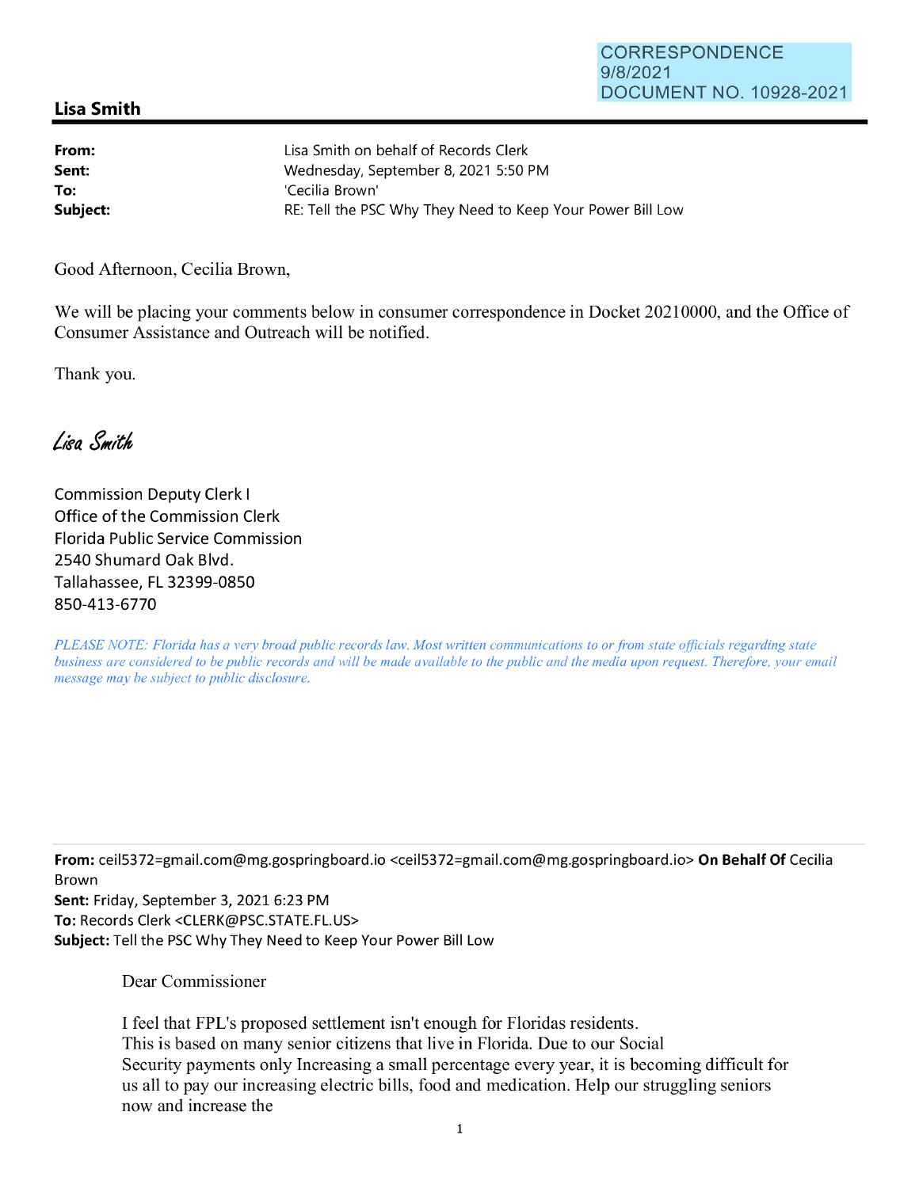CORRESPONDENCE
9/8/2021
DOCUMENT NO. 10928-2021

## Lisa Smith

**From:** Lisa Smith on behalf of Records Clerk
**Sent:** Wednesday, September 8, 2021 5:50 PM
**To:** 'Cecilia Brown'
**Subject:** RE: Tell the PSC Why They Need to Keep Your Power Bill Low

Good Afternoon, Cecilia Brown,

We will be placing your comments below in consumer correspondence in Docket 20210000, and the Office of Consumer Assistance and Outreach will be notified.

Thank you.

*Lisa Smith*

Commission Deputy Clerk I
Office of the Commission Clerk
Florida Public Service Commission
2540 Shumard Oak Blvd.
Tallahassee, FL 32399-0850
850-413-6770

*PLEASE NOTE: Florida has a very broad public records law. Most written communications to or from state officials regarding state business are considered to be public records and will be made available to the public and the media upon request. Therefore, your email message may be subject to public disclosure.*

---

**From:** ceil5372=gmail.com@mg.gospringboard.io <ceil5372=gmail.com@mg.gospringboard.io> **On Behalf Of** Cecilia Brown
**Sent:** Friday, September 3, 2021 6:23 PM
**To:** Records Clerk <CLERK@PSC.STATE.FL.US>
**Subject:** Tell the PSC Why They Need to Keep Your Power Bill Low

Dear Commissioner

I feel that FPL's proposed settlement isn't enough for Floridas residents.
This is based on many senior citizens that live in Florida. Due to our Social Security payments only Increasing a small percentage every year, it is becoming difficult for us all to pay our increasing electric bills, food and medication. Help our struggling seniors now and increase the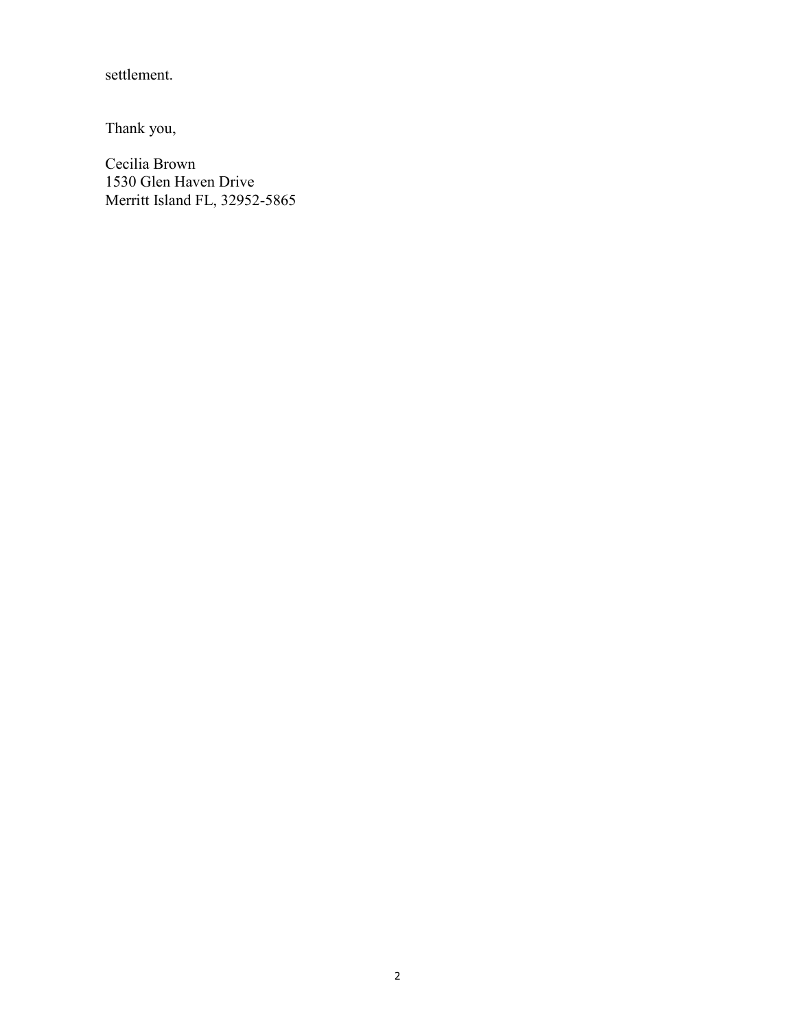settlement.

Thank you,

Cecilia Brown
1530 Glen Haven Drive
Merritt Island FL, 32952-5865